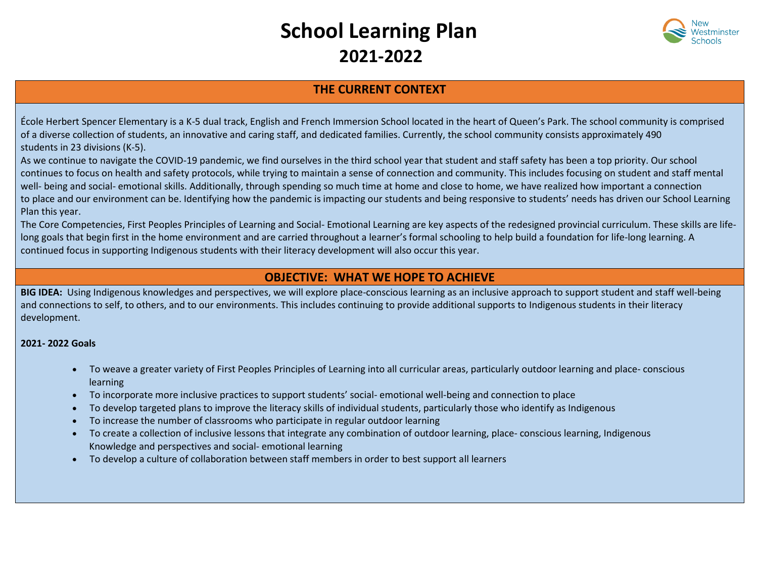# School Learning Plan
## 2021-2022

## THE CURRENT CONTEXT

École Herbert Spencer Elementary is a K-5 dual track, English and French Immersion School located in the heart of Queen's Park. The school community is comprised of a diverse collection of students, an innovative and caring staff, and dedicated families. Currently, the school community consists approximately 490 students in 23 divisions (K-5).

As we continue to navigate the COVID-19 pandemic, we find ourselves in the third school year that student and staff safety has been a top priority. Our school continues to focus on health and safety protocols, while trying to maintain a sense of connection and community. This includes focusing on student and staff mental well- being and social- emotional skills. Additionally, through spending so much time at home and close to home, we have realized how important a connection to place and our environment can be. Identifying how the pandemic is impacting our students and being responsive to students' needs has driven our School Learning Plan this year.

The Core Competencies, First Peoples Principles of Learning and Social- Emotional Learning are key aspects of the redesigned provincial curriculum. These skills are life-long goals that begin first in the home environment and are carried throughout a learner's formal schooling to help build a foundation for life-long learning. A continued focus in supporting Indigenous students with their literacy development will also occur this year.

## OBJECTIVE: WHAT WE HOPE TO ACHIEVE

**BIG IDEA:** Using Indigenous knowledges and perspectives, we will explore place-conscious learning as an inclusive approach to support student and staff well-being and connections to self, to others, and to our environments. This includes continuing to provide additional supports to Indigenous students in their literacy development.

**2021- 2022 Goals**

- To weave a greater variety of First Peoples Principles of Learning into all curricular areas, particularly outdoor learning and place- conscious learning
- To incorporate more inclusive practices to support students' social- emotional well-being and connection to place
- To develop targeted plans to improve the literacy skills of individual students, particularly those who identify as Indigenous
- To increase the number of classrooms who participate in regular outdoor learning
- To create a collection of inclusive lessons that integrate any combination of outdoor learning, place- conscious learning, Indigenous Knowledge and perspectives and social- emotional learning
- To develop a culture of collaboration between staff members in order to best support all learners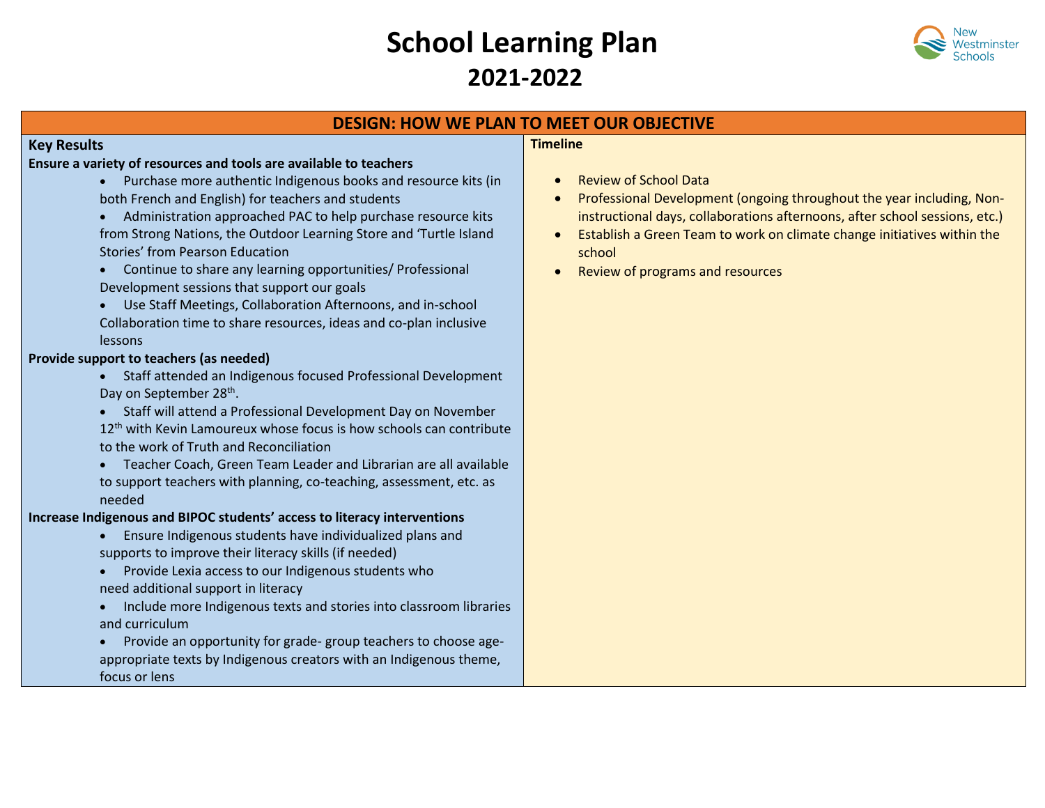# School Learning Plan
## 2021-2022

### DESIGN: HOW WE PLAN TO MEET OUR OBJECTIVE

**Key Results**

**Ensure a variety of resources and tools are available to teachers**

- Purchase more authentic Indigenous books and resource kits (in both French and English) for teachers and students
- Administration approached PAC to help purchase resource kits from Strong Nations, the Outdoor Learning Store and 'Turtle Island Stories' from Pearson Education
- Continue to share any learning opportunities/ Professional Development sessions that support our goals
- Use Staff Meetings, Collaboration Afternoons, and in-school Collaboration time to share resources, ideas and co-plan inclusive lessons

**Provide support to teachers (as needed)**

- Staff attended an Indigenous focused Professional Development Day on September 28th.
- Staff will attend a Professional Development Day on November 12th with Kevin Lamoureux whose focus is how schools can contribute to the work of Truth and Reconciliation
- Teacher Coach, Green Team Leader and Librarian are all available to support teachers with planning, co-teaching, assessment, etc. as needed

**Increase Indigenous and BIPOC students' access to literacy interventions**

- Ensure Indigenous students have individualized plans and supports to improve their literacy skills (if needed)
- Provide Lexia access to our Indigenous students who need additional support in literacy
- Include more Indigenous texts and stories into classroom libraries and curriculum
- Provide an opportunity for grade- group teachers to choose age-appropriate texts by Indigenous creators with an Indigenous theme, focus or lens

**Timeline**

- Review of School Data
- Professional Development (ongoing throughout the year including, Non-instructional days, collaborations afternoons, after school sessions, etc.)
- Establish a Green Team to work on climate change initiatives within the school
- Review of programs and resources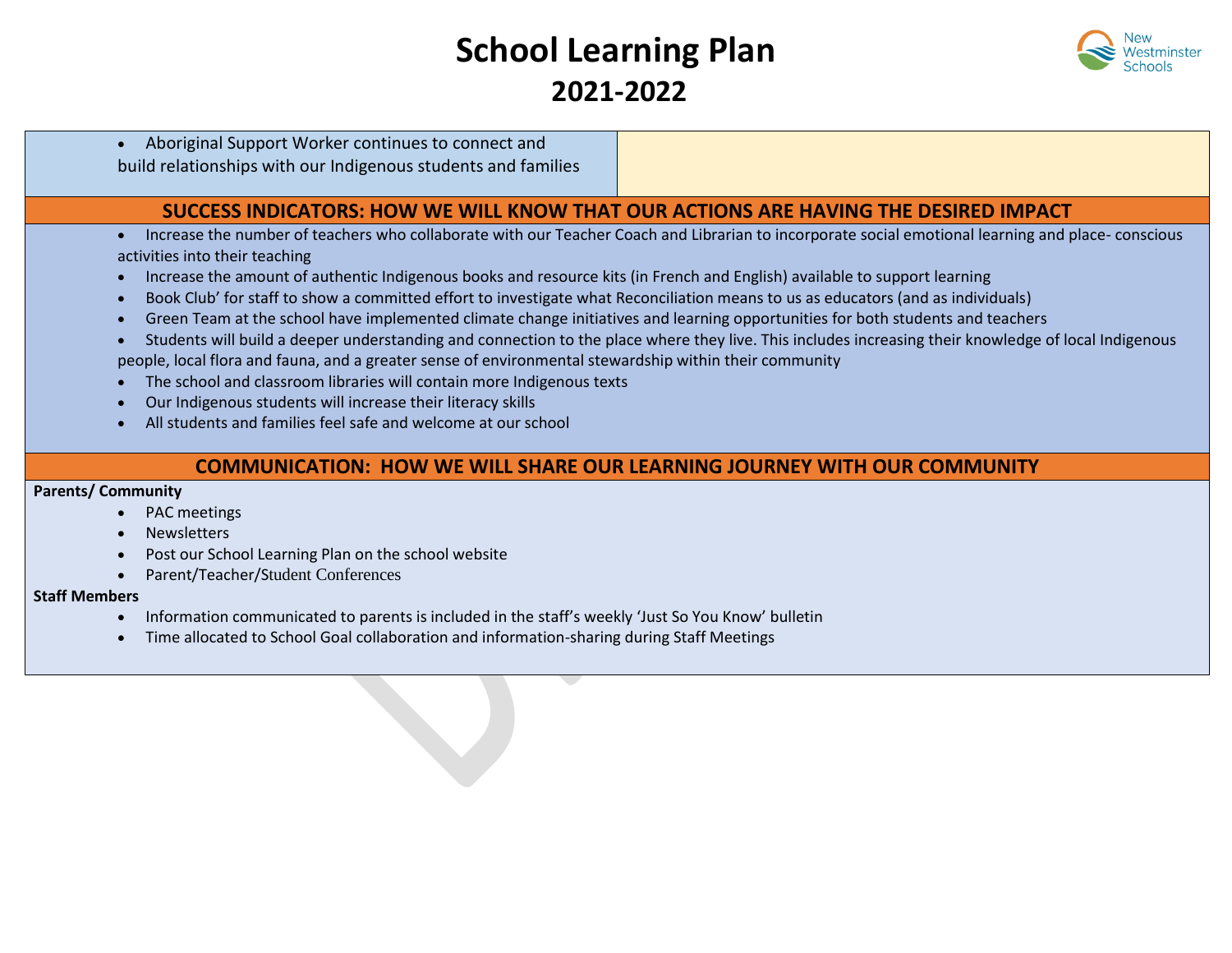# School Learning Plan

## 2021-2022

- Aboriginal Support Worker continues to connect and build relationships with our Indigenous students and families

## SUCCESS INDICATORS: HOW WE WILL KNOW THAT OUR ACTIONS ARE HAVING THE DESIRED IMPACT

- Increase the number of teachers who collaborate with our Teacher Coach and Librarian to incorporate social emotional learning and place- conscious activities into their teaching
- Increase the amount of authentic Indigenous books and resource kits (in French and English) available to support learning
- Book Club' for staff to show a committed effort to investigate what Reconciliation means to us as educators (and as individuals)
- Green Team at the school have implemented climate change initiatives and learning opportunities for both students and teachers
- Students will build a deeper understanding and connection to the place where they live. This includes increasing their knowledge of local Indigenous people, local flora and fauna, and a greater sense of environmental stewardship within their community
- The school and classroom libraries will contain more Indigenous texts
- Our Indigenous students will increase their literacy skills
- All students and families feel safe and welcome at our school

## COMMUNICATION: HOW WE WILL SHARE OUR LEARNING JOURNEY WITH OUR COMMUNITY

**Parents/ Community**

- PAC meetings
- Newsletters
- Post our School Learning Plan on the school website
- Parent/Teacher/Student Conferences

**Staff Members**

- Information communicated to parents is included in the staff's weekly 'Just So You Know' bulletin
- Time allocated to School Goal collaboration and information-sharing during Staff Meetings